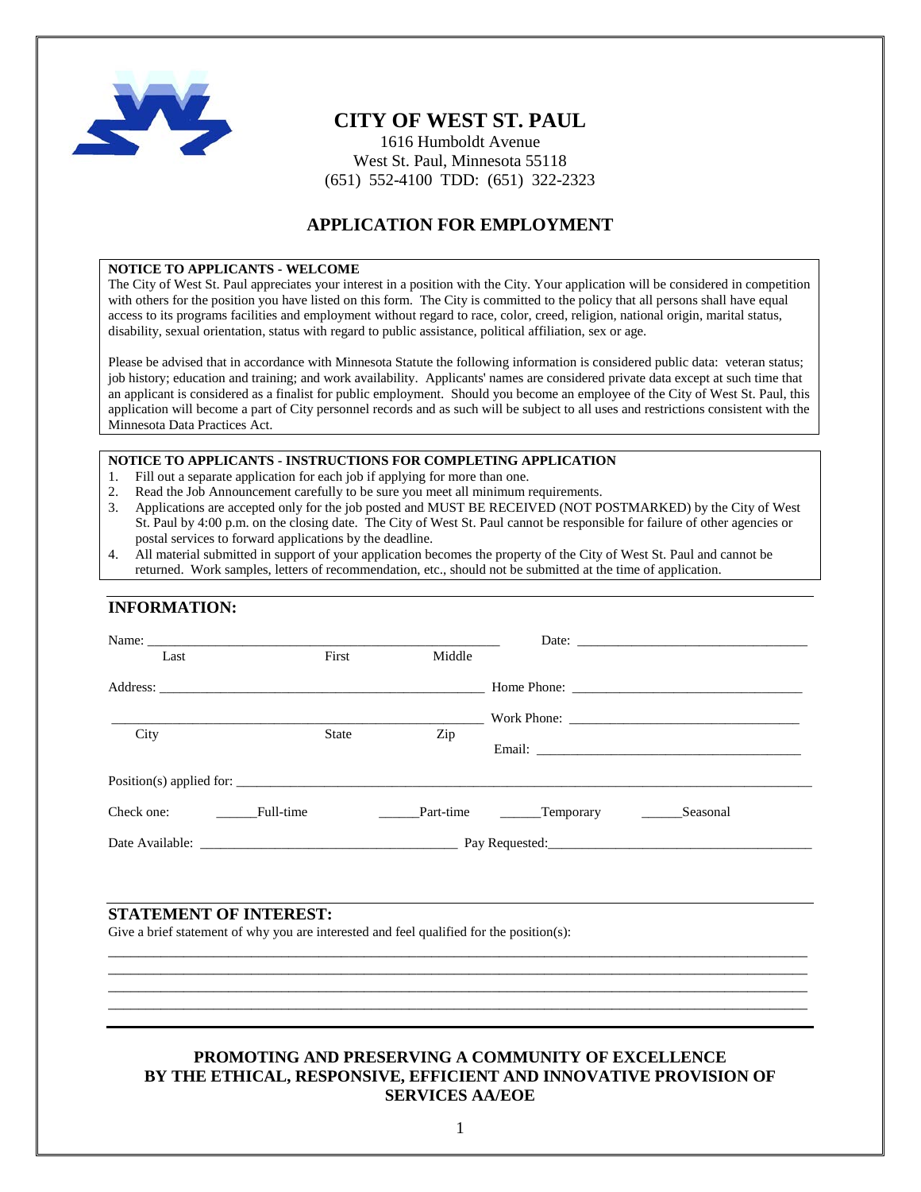# CITY OF WEST ST. PAUL

1616 Humboldt Avenue
West St. Paul, Minnesota 55118
(651) 552-4100 TDD: (651) 322-2323

## APPLICATION FOR EMPLOYMENT

**NOTICE TO APPLICANTS - WELCOME**

The City of West St. Paul appreciates your interest in a position with the City. Your application will be considered in competition with others for the position you have listed on this form. The City is committed to the policy that all persons shall have equal access to its programs facilities and employment without regard to race, color, creed, religion, national origin, marital status, disability, sexual orientation, status with regard to public assistance, political affiliation, sex or age.

Please be advised that in accordance with Minnesota Statute the following information is considered public data: veteran status; job history; education and training; and work availability. Applicants' names are considered private data except at such time that an applicant is considered as a finalist for public employment. Should you become an employee of the City of West St. Paul, this application will become a part of City personnel records and as such will be subject to all uses and restrictions consistent with the Minnesota Data Practices Act.

**NOTICE TO APPLICANTS - INSTRUCTIONS FOR COMPLETING APPLICATION**

1. Fill out a separate application for each job if applying for more than one.
2. Read the Job Announcement carefully to be sure you meet all minimum requirements.
3. Applications are accepted only for the job posted and MUST BE RECEIVED (NOT POSTMARKED) by the City of West St. Paul by 4:00 p.m. on the closing date. The City of West St. Paul cannot be responsible for failure of other agencies or postal services to forward applications by the deadline.
4. All material submitted in support of your application becomes the property of the City of West St. Paul and cannot be returned. Work samples, letters of recommendation, etc., should not be submitted at the time of application.

### INFORMATION:

Name: ______________________________________________ Date: ______________________________
Last First Middle

Address: ____________________________________________ Home Phone: __________________________

____________________________________________________ Work Phone: __________________________
City State Zip

Email: ____________________________________

Position(s) applied for: ______________________________________________________________________

Check one: ______Full-time ______Part-time ______Temporary ______Seasonal

Date Available: _________________________________ Pay Requested:_________________________________

### STATEMENT OF INTEREST:

Give a brief statement of why you are interested and feel qualified for the position(s):

________________________________________________________________________________________
________________________________________________________________________________________
________________________________________________________________________________________
________________________________________________________________________________________

**PROMOTING AND PRESERVING A COMMUNITY OF EXCELLENCE BY THE ETHICAL, RESPONSIVE, EFFICIENT AND INNOVATIVE PROVISION OF SERVICES AA/EOE**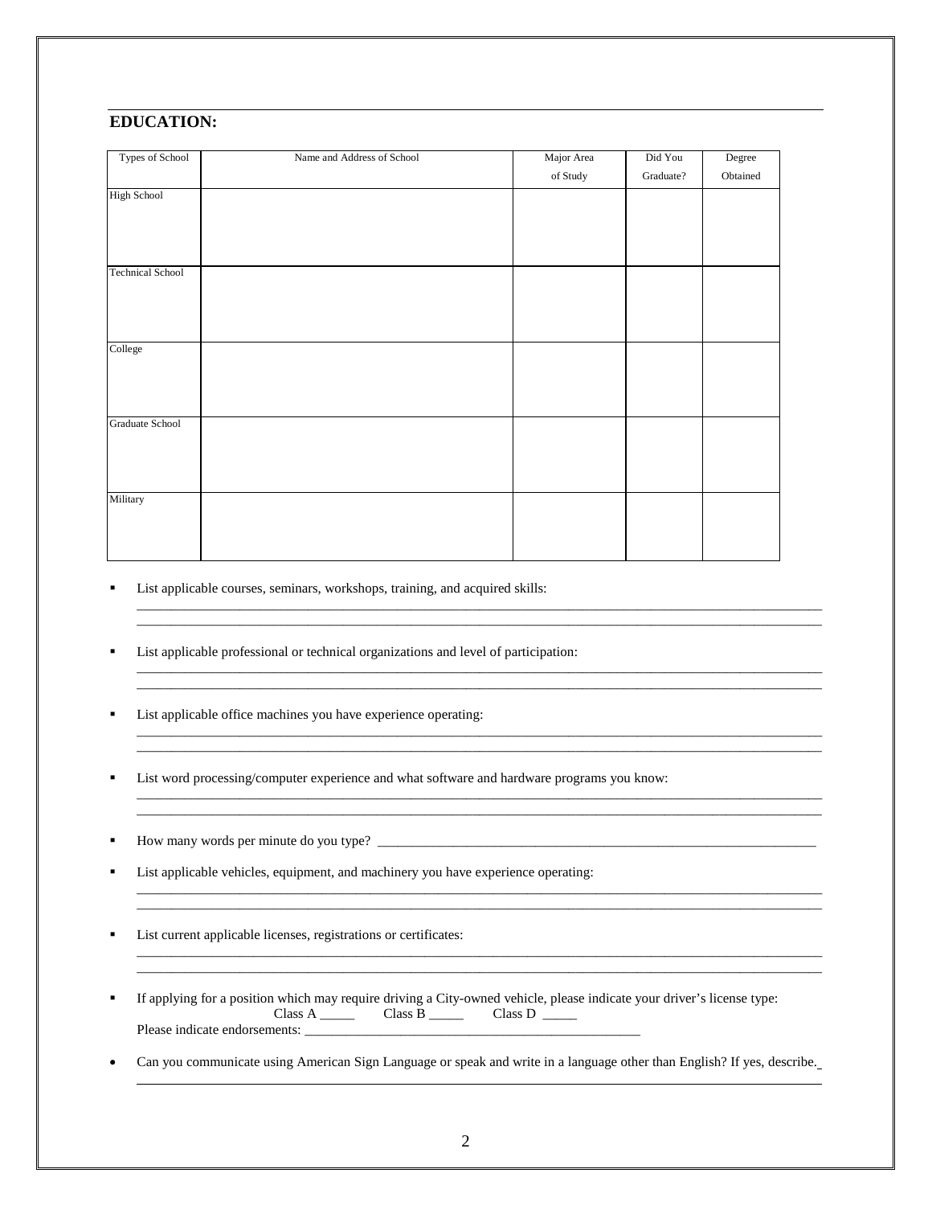## EDUCATION:

| Types of School | Name and Address of School | Major Area of Study | Did You Graduate? | Degree Obtained |
|---|---|---|---|---|
| High School | | | | |
| Technical School | | | | |
| College | | | | |
| Graduate School | | | | |
| Military | | | | |

- List applicable courses, seminars, workshops, training, and acquired skills:
  ____________________________________________________________________________________________
  ____________________________________________________________________________________________

- List applicable professional or technical organizations and level of participation:
  ____________________________________________________________________________________________
  ____________________________________________________________________________________________

- List applicable office machines you have experience operating:
  ____________________________________________________________________________________________
  ____________________________________________________________________________________________

- List word processing/computer experience and what software and hardware programs you know:
  ____________________________________________________________________________________________
  ____________________________________________________________________________________________

- How many words per minute do you type? ________________________________________________________________

- List applicable vehicles, equipment, and machinery you have experience operating:
  ____________________________________________________________________________________________
  ____________________________________________________________________________________________

- List current applicable licenses, registrations or certificates:
  ____________________________________________________________________________________________
  ____________________________________________________________________________________________

- If applying for a position which may require driving a City-owned vehicle, please indicate your driver's license type:
  Class A _____ Class B _____ Class D _____
  Please indicate endorsements: ________________________________________________

- Can you communicate using American Sign Language or speak and write in a language other than English? If yes, describe.
  ____________________________________________________________________________________________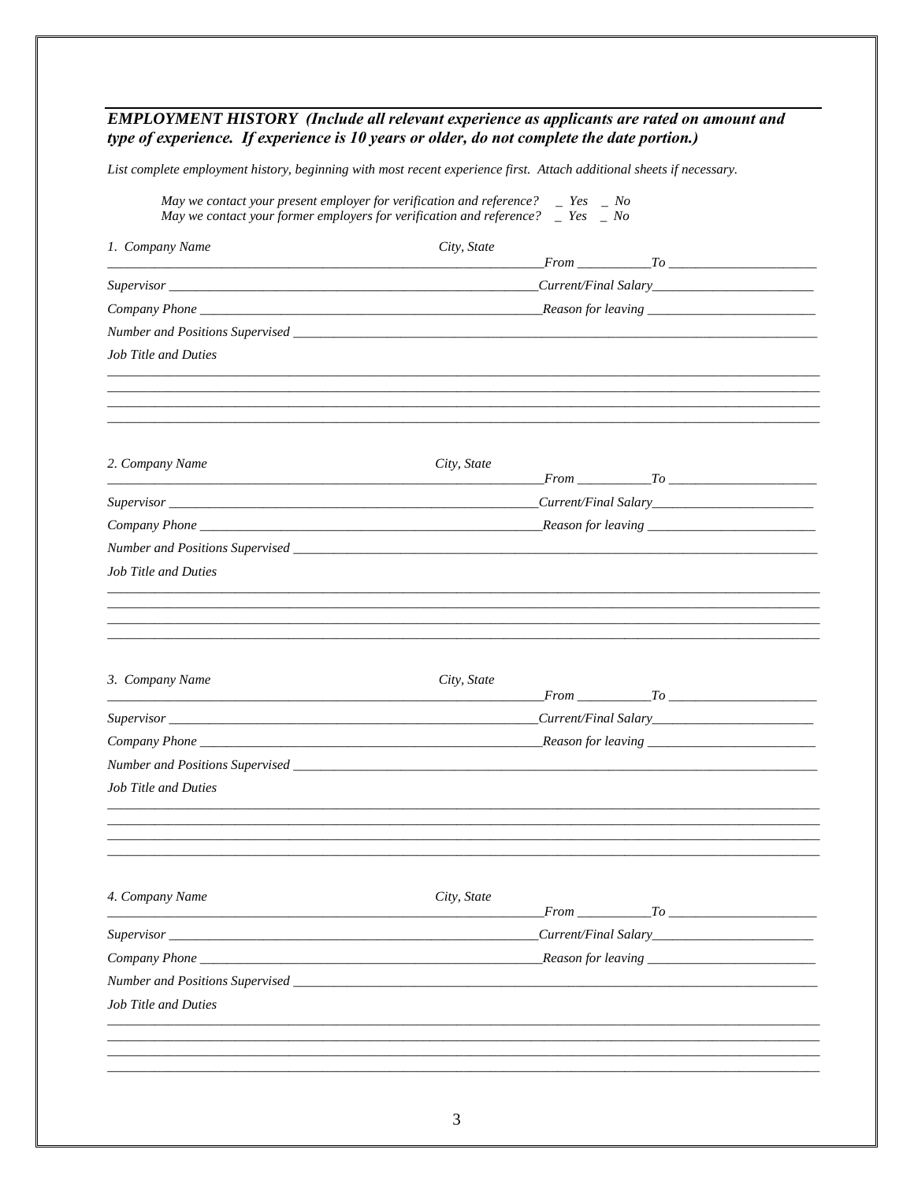## *EMPLOYMENT HISTORY (Include all relevant experience as applicants are rated on amount and type of experience. If experience is 10 years or older, do not complete the date portion.)*

*List complete employment history, beginning with most recent experience first. Attach additional sheets if necessary.*

*May we contact your present employer for verification and reference?* _ *Yes* _ *No*
*May we contact your former employers for verification and reference?* _ *Yes* _ *No*

*1. Company Name* *City, State*
______________________________________________________ *From* __________ *To* ____________________

*Supervisor* ______________________________________________ *Current/Final Salary* ____________________

*Company Phone* __________________________________________ *Reason for leaving* ____________________

*Number and Positions Supervised* ______________________________________________________________

*Job Title and Duties*

______________________________________________________________________________________________
______________________________________________________________________________________________
______________________________________________________________________________________________
______________________________________________________________________________________________

*2. Company Name* *City, State*
______________________________________________________ *From* __________ *To* ____________________

*Supervisor* ______________________________________________ *Current/Final Salary* ____________________

*Company Phone* __________________________________________ *Reason for leaving* ____________________

*Number and Positions Supervised* ______________________________________________________________

*Job Title and Duties*

______________________________________________________________________________________________
______________________________________________________________________________________________
______________________________________________________________________________________________
______________________________________________________________________________________________

*3. Company Name* *City, State*
______________________________________________________ *From* __________ *To* ____________________

*Supervisor* ______________________________________________ *Current/Final Salary* ____________________

*Company Phone* __________________________________________ *Reason for leaving* ____________________

*Number and Positions Supervised* ______________________________________________________________

*Job Title and Duties*

______________________________________________________________________________________________
______________________________________________________________________________________________
______________________________________________________________________________________________
______________________________________________________________________________________________

*4. Company Name* *City, State*
______________________________________________________ *From* __________ *To* ____________________

*Supervisor* ______________________________________________ *Current/Final Salary* ____________________

*Company Phone* __________________________________________ *Reason for leaving* ____________________

*Number and Positions Supervised* ______________________________________________________________

*Job Title and Duties*

______________________________________________________________________________________________
______________________________________________________________________________________________
______________________________________________________________________________________________
______________________________________________________________________________________________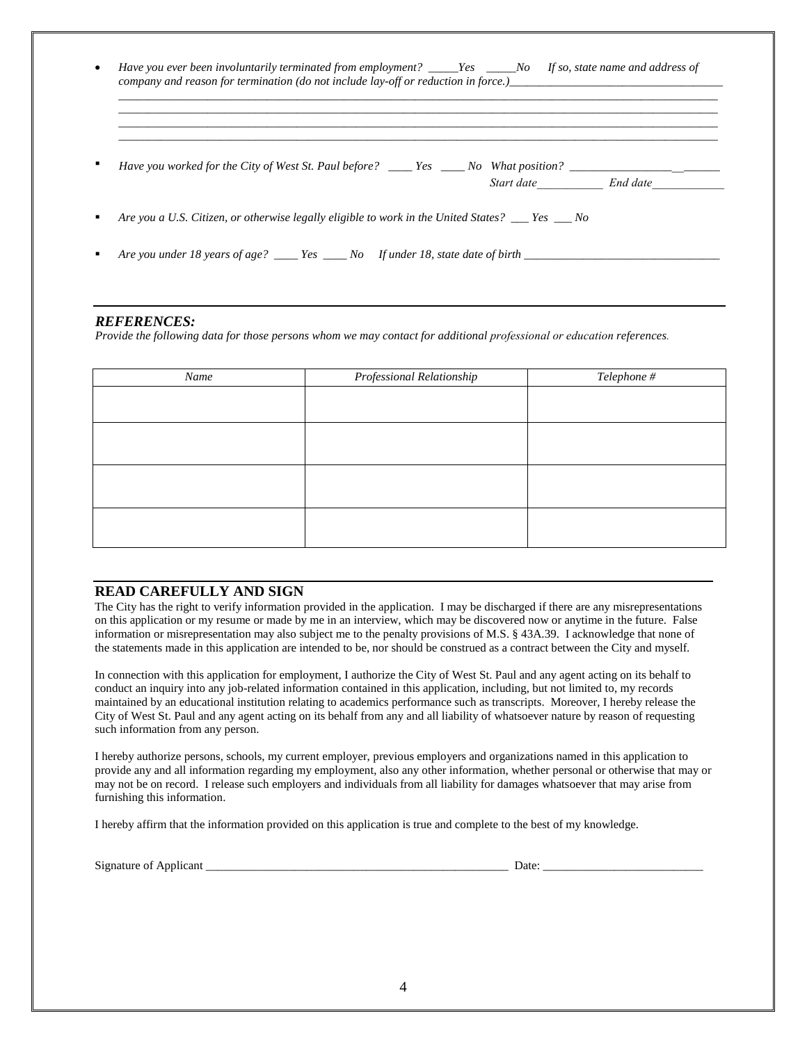- *Have you ever been involuntarily terminated from employment? _____Yes _____No If so, state name and address of company and reason for termination (do not include lay-off or reduction in force.)___________________________________*

  ______________________________________________________________________________________________________
  ______________________________________________________________________________________________________
  ______________________________________________________________________________________________________
  ______________________________________________________________________________________________________

- *Have you worked for the City of West St. Paul before? ____ Yes ____ No What position? _________________________*
  *Start date___________ End date____________*

- *Are you a U.S. Citizen, or otherwise legally eligible to work in the United States? ___ Yes ___ No*

- *Are you under 18 years of age? ____ Yes ____ No If under 18, state date of birth ________________________________*

---

## *REFERENCES:*

*Provide the following data for those persons whom we may contact for additional professional or education references.*

| *Name* | *Professional Relationship* | *Telephone #* |
|---|---|---|
| | | |
| | | |
| | | |
| | | |

---

## READ CAREFULLY AND SIGN

The City has the right to verify information provided in the application. I may be discharged if there are any misrepresentations on this application or my resume or made by me in an interview, which may be discovered now or anytime in the future. False information or misrepresentation may also subject me to the penalty provisions of M.S. § 43A.39. I acknowledge that none of the statements made in this application are intended to be, nor should be construed as a contract between the City and myself.

In connection with this application for employment, I authorize the City of West St. Paul and any agent acting on its behalf to conduct an inquiry into any job-related information contained in this application, including, but not limited to, my records maintained by an educational institution relating to academics performance such as transcripts. Moreover, I hereby release the City of West St. Paul and any agent acting on its behalf from any and all liability of whatsoever nature by reason of requesting such information from any person.

I hereby authorize persons, schools, my current employer, previous employers and organizations named in this application to provide any and all information regarding my employment, also any other information, whether personal or otherwise that may or may not be on record. I release such employers and individuals from all liability for damages whatsoever that may arise from furnishing this information.

I hereby affirm that the information provided on this application is true and complete to the best of my knowledge.

Signature of Applicant _____________________________________________________ Date: ___________________________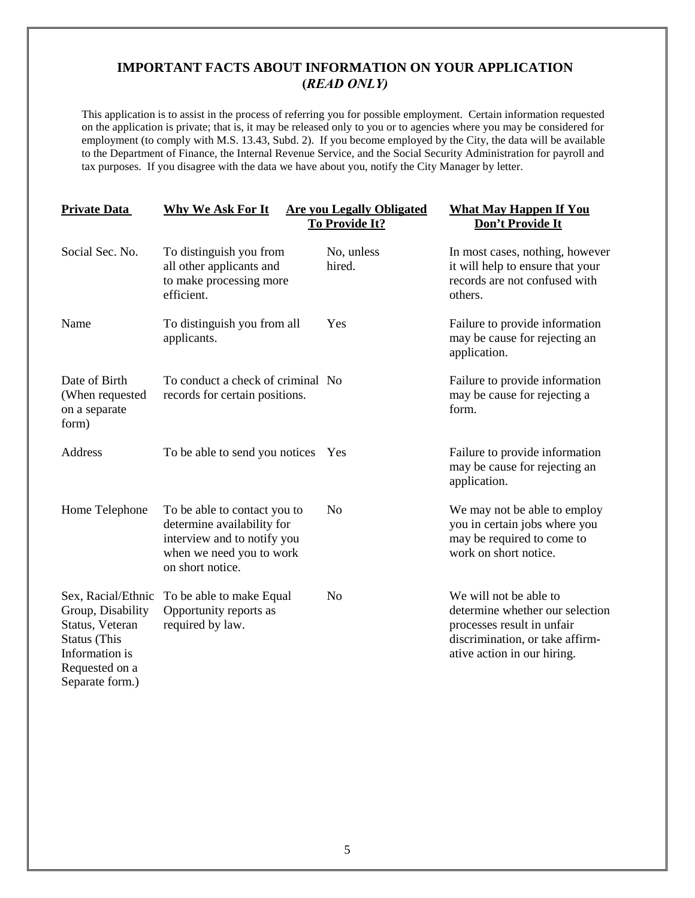## IMPORTANT FACTS ABOUT INFORMATION ON YOUR APPLICATION (*READ ONLY)*

This application is to assist in the process of referring you for possible employment. Certain information requested on the application is private; that is, it may be released only to you or to agencies where you may be considered for employment (to comply with M.S. 13.43, Subd. 2). If you become employed by the City, the data will be available to the Department of Finance, the Internal Revenue Service, and the Social Security Administration for payroll and tax purposes. If you disagree with the data we have about you, notify the City Manager by letter.

| Private Data | Why We Ask For It | Are you Legally Obligated To Provide It? | What May Happen If You Don't Provide It |
|---|---|---|---|
| Social Sec. No. | To distinguish you from all other applicants and to make processing more efficient. | No, unless hired. | In most cases, nothing, however it will help to ensure that your records are not confused with others. |
| Name | To distinguish you from all applicants. | Yes | Failure to provide information may be cause for rejecting an application. |
| Date of Birth (When requested on a separate form) | To conduct a check of criminal records for certain positions. | No | Failure to provide information may be cause for rejecting a form. |
| Address | To be able to send you notices | Yes | Failure to provide information may be cause for rejecting an application. |
| Home Telephone | To be able to contact you to determine availability for interview and to notify you when we need you to work on short notice. | No | We may not be able to employ you in certain jobs where you may be required to come to work on short notice. |
| Sex, Racial/Ethnic Group, Disability Status, Veteran Status (This Information is Requested on a Separate form.) | To be able to make Equal Opportunity reports as required by law. | No | We will not be able to determine whether our selection processes result in unfair discrimination, or take affirmative action in our hiring. |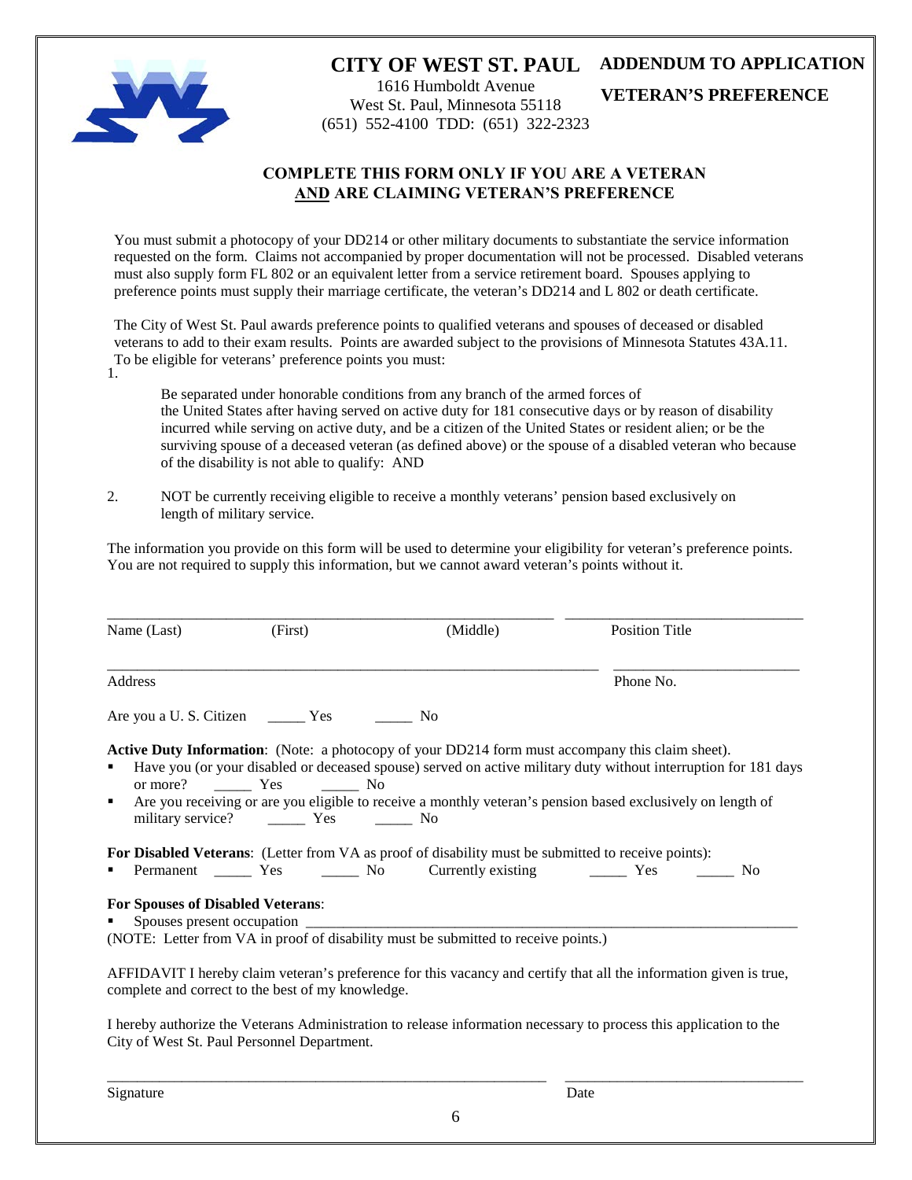# CITY OF WEST ST. PAUL

1616 Humboldt Avenue
West St. Paul, Minnesota 55118
(651) 552-4100 TDD: (651) 322-2323

## ADDENDUM TO APPLICATION

## VETERAN'S PREFERENCE

### COMPLETE THIS FORM ONLY IF YOU ARE A VETERAN AND ARE CLAIMING VETERAN'S PREFERENCE

You must submit a photocopy of your DD214 or other military documents to substantiate the service information requested on the form. Claims not accompanied by proper documentation will not be processed. Disabled veterans must also supply form FL 802 or an equivalent letter from a service retirement board. Spouses applying to preference points must supply their marriage certificate, the veteran's DD214 and L 802 or death certificate.

The City of West St. Paul awards preference points to qualified veterans and spouses of deceased or disabled veterans to add to their exam results. Points are awarded subject to the provisions of Minnesota Statutes 43A.11. To be eligible for veterans' preference points you must:

1. Be separated under honorable conditions from any branch of the armed forces of the United States after having served on active duty for 181 consecutive days or by reason of disability incurred while serving on active duty, and be a citizen of the United States or resident alien; or be the surviving spouse of a deceased veteran (as defined above) or the spouse of a disabled veteran who because of the disability is not able to qualify: AND

2. NOT be currently receiving eligible to receive a monthly veterans' pension based exclusively on length of military service.

The information you provide on this form will be used to determine your eligibility for veteran's preference points. You are not required to supply this information, but we cannot award veteran's points without it.

______________________________________________ ______________________

Name (Last) (First) (Middle) Position Title

______________________________________________ ______________________

Address Phone No.

Are you a U. S. Citizen _____ Yes _____ No

**Active Duty Information**: (Note: a photocopy of your DD214 form must accompany this claim sheet).

- Have you (or your disabled or deceased spouse) served on active military duty without interruption for 181 days or more? _____ Yes _____ No
- Are you receiving or are you eligible to receive a monthly veteran's pension based exclusively on length of military service? _____ Yes _____ No

**For Disabled Veterans**: (Letter from VA as proof of disability must be submitted to receive points):

- Permanent _____ Yes _____ No Currently existing _____ Yes _____ No

**For Spouses of Disabled Veterans**:

- Spouses present occupation ______________________________________________

(NOTE: Letter from VA in proof of disability must be submitted to receive points.)

AFFIDAVIT I hereby claim veteran's preference for this vacancy and certify that all the information given is true, complete and correct to the best of my knowledge.

I hereby authorize the Veterans Administration to release information necessary to process this application to the City of West St. Paul Personnel Department.

______________________________________________ ______________________

Signature Date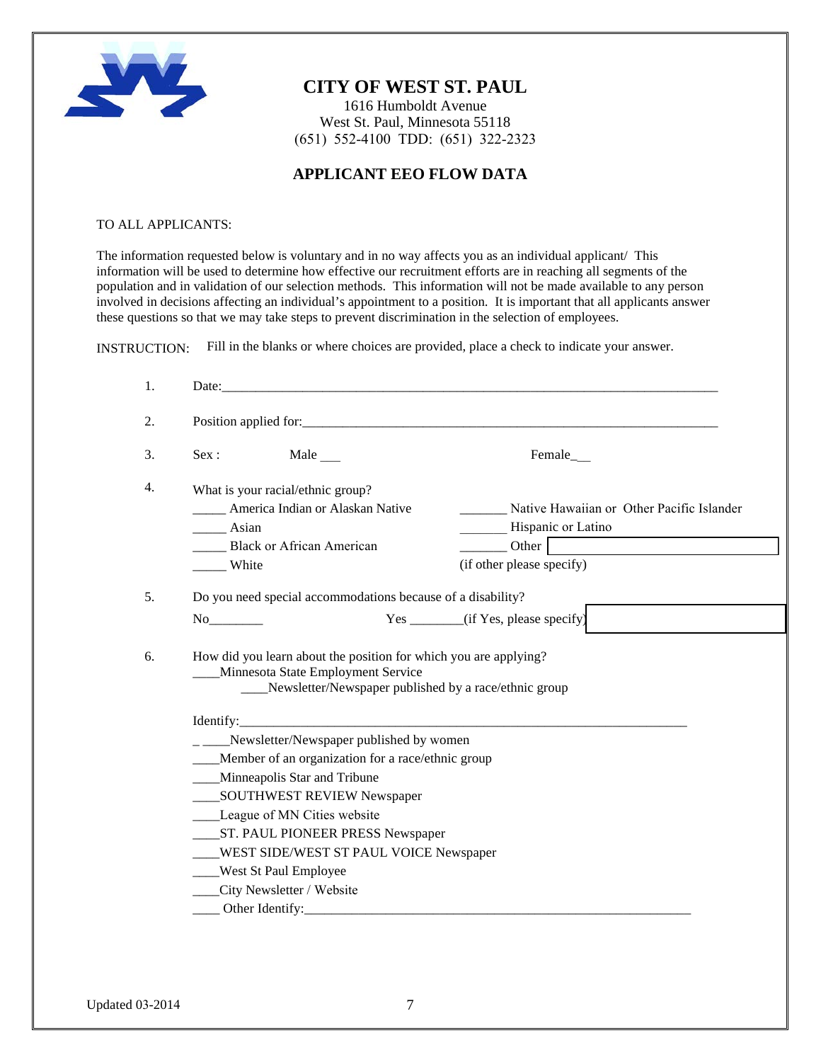# CITY OF WEST ST. PAUL

1616 Humboldt Avenue
West St. Paul, Minnesota 55118
(651) 552-4100 TDD: (651) 322-2323

## APPLICANT EEO FLOW DATA

TO ALL APPLICANTS:

The information requested below is voluntary and in no way affects you as an individual applicant/ This information will be used to determine how effective our recruitment efforts are in reaching all segments of the population and in validation of our selection methods. This information will not be made available to any person involved in decisions affecting an individual's appointment to a position. It is important that all applicants answer these questions so that we may take steps to prevent discrimination in the selection of employees.

INSTRUCTION: Fill in the blanks or where choices are provided, place a check to indicate your answer.

1. Date:_______________________________________________________________________

2. Position applied for:_______________________________________________________________

3. Sex : Male ___ Female___

4. What is your racial/ethnic group?
   _____ America Indian or Alaskan Native
   _____ Asian
   _____ Black or African American
   _____ White
   _______ Native Hawaiian or Other Pacific Islander
   _______ Hispanic or Latino
   _______ Other
   (if other please specify)

5. Do you need special accommodations because of a disability?
   No________ Yes ________(if Yes, please specify)

6. How did you learn about the position for which you are applying?
   ____Minnesota State Employment Service
   ____Newsletter/Newspaper published by a race/ethnic group

   Identify:_______________________________________________________________________
   _ ____Newsletter/Newspaper published by women
   ____Member of an organization for a race/ethnic group
   ____Minneapolis Star and Tribune
   ____SOUTHWEST REVIEW Newspaper
   ____League of MN Cities website
   ____ST. PAUL PIONEER PRESS Newspaper
   ____WEST SIDE/WEST ST PAUL VOICE Newspaper
   ____West St Paul Employee
   ____City Newsletter / Website
   ____ Other Identify:_________________________________________________________

Updated 03-2014